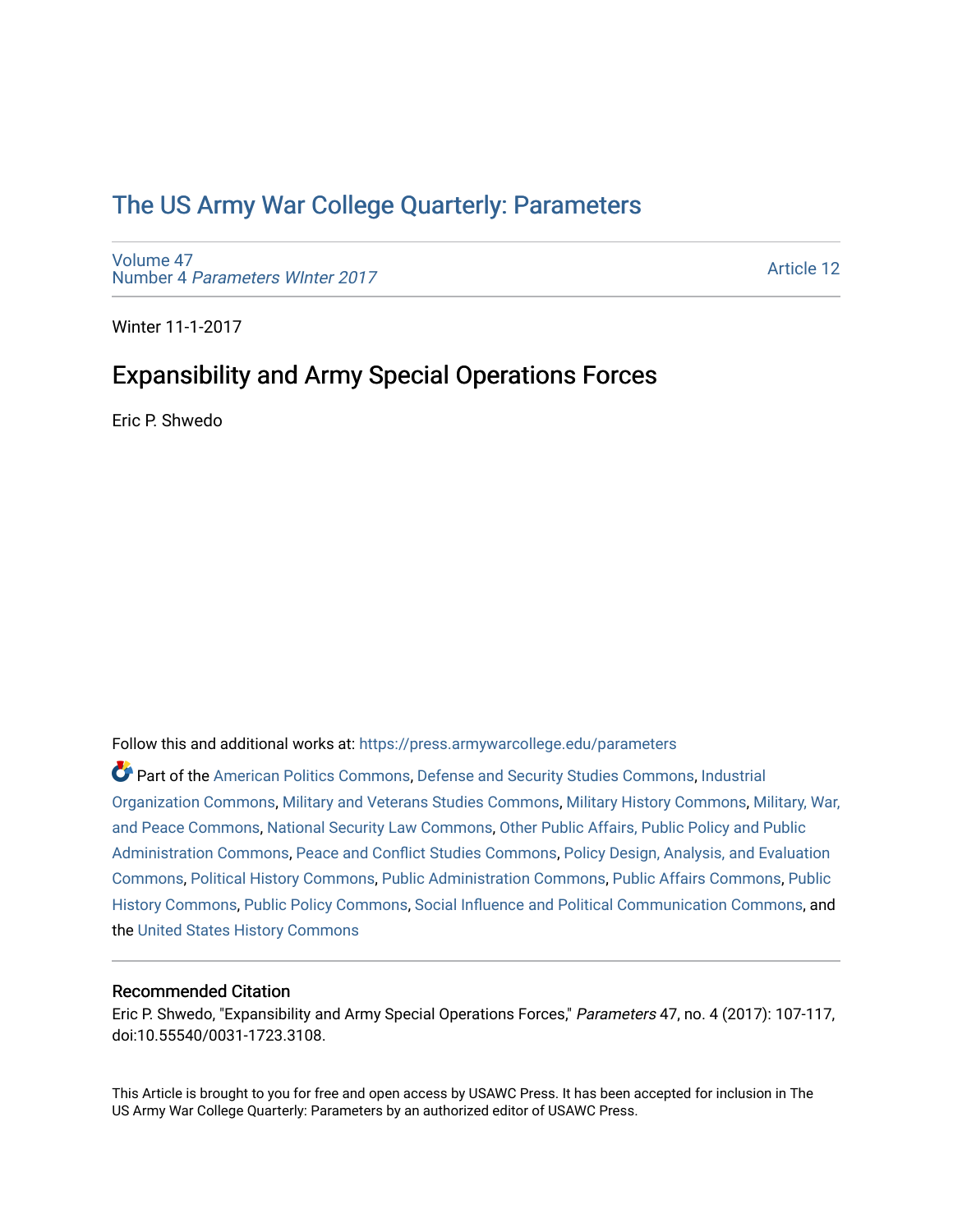# The US Army War College Quarterly: Parameters

Volume 47
Number 4 *Parameters WInter 2017*

Article 12

Winter 11-1-2017

## Expansibility and Army Special Operations Forces

Eric P. Shwedo

Follow this and additional works at: https://press.armywarcollege.edu/parameters

Part of the American Politics Commons, Defense and Security Studies Commons, Industrial Organization Commons, Military and Veterans Studies Commons, Military History Commons, Military, War, and Peace Commons, National Security Law Commons, Other Public Affairs, Public Policy and Public Administration Commons, Peace and Conflict Studies Commons, Policy Design, Analysis, and Evaluation Commons, Political History Commons, Public Administration Commons, Public Affairs Commons, Public History Commons, Public Policy Commons, Social Influence and Political Communication Commons, and the United States History Commons

### Recommended Citation

Eric P. Shwedo, "Expansibility and Army Special Operations Forces," *Parameters* 47, no. 4 (2017): 107-117, doi:10.55540/0031-1723.3108.

This Article is brought to you for free and open access by USAWC Press. It has been accepted for inclusion in The US Army War College Quarterly: Parameters by an authorized editor of USAWC Press.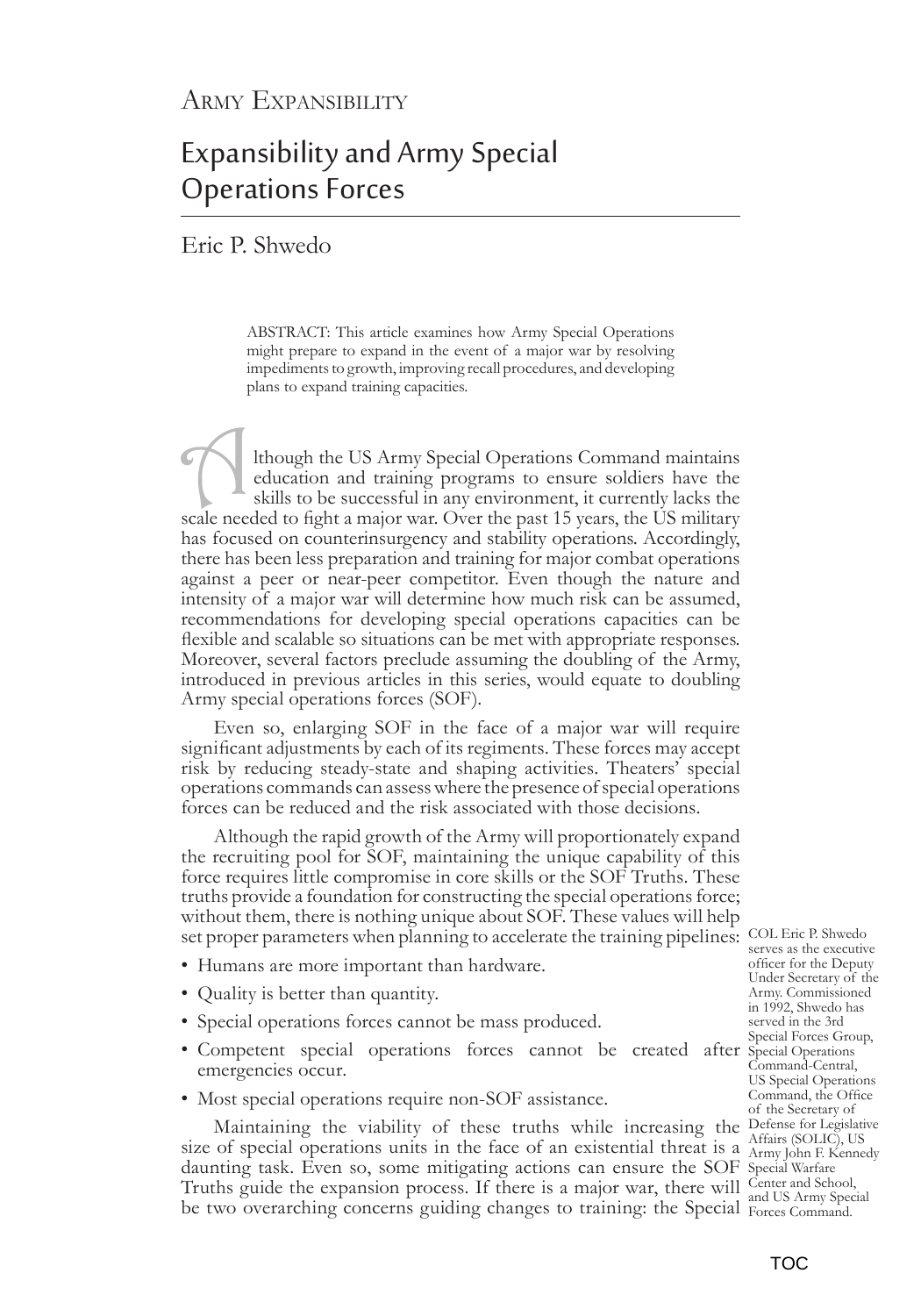Army Expansibility

# Expansibility and Army Special Operations Forces

Eric P. Shwedo

ABSTRACT: This article examines how Army Special Operations might prepare to expand in the event of a major war by resolving impediments to growth, improving recall procedures, and developing plans to expand training capacities.

Although the US Army Special Operations Command maintains education and training programs to ensure soldiers have the skills to be successful in any environment, it currently lacks the scale needed to fight a major war. Over the past 15 years, the US military has focused on counterinsurgency and stability operations. Accordingly, there has been less preparation and training for major combat operations against a peer or near-peer competitor. Even though the nature and intensity of a major war will determine how much risk can be assumed, recommendations for developing special operations capacities can be flexible and scalable so situations can be met with appropriate responses. Moreover, several factors preclude assuming the doubling of the Army, introduced in previous articles in this series, would equate to doubling Army special operations forces (SOF).

Even so, enlarging SOF in the face of a major war will require significant adjustments by each of its regiments. These forces may accept risk by reducing steady-state and shaping activities. Theaters' special operations commands can assess where the presence of special operations forces can be reduced and the risk associated with those decisions.

Although the rapid growth of the Army will proportionately expand the recruiting pool for SOF, maintaining the unique capability of this force requires little compromise in core skills or the SOF Truths. These truths provide a foundation for constructing the special operations force; without them, there is nothing unique about SOF. These values will help set proper parameters when planning to accelerate the training pipelines:

- Humans are more important than hardware.
- Quality is better than quantity.
- Special operations forces cannot be mass produced.
- Competent special operations forces cannot be created after emergencies occur.
- Most special operations require non-SOF assistance.

Maintaining the viability of these truths while increasing the size of special operations units in the face of an existential threat is a daunting task. Even so, some mitigating actions can ensure the SOF Truths guide the expansion process. If there is a major war, there will be two overarching concerns guiding changes to training: the Special

COL Eric P. Shwedo serves as the executive officer for the Deputy Under Secretary of the Army. Commissioned in 1992, Shwedo has served in the 3rd Special Forces Group, Special Operations Command-Central, US Special Operations Command, the Office of the Secretary of Defense for Legislative Affairs (SOLIC), US Army John F. Kennedy Special Warfare Center and School, and US Army Special Forces Command.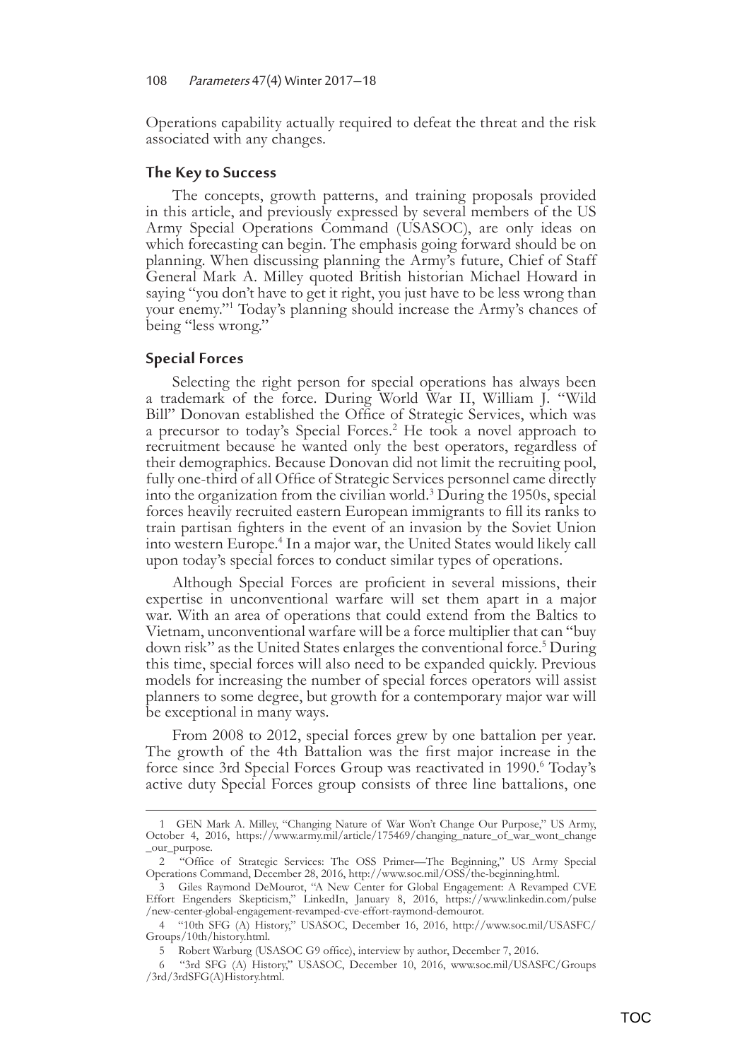Operations capability actually required to defeat the threat and the risk associated with any changes.

## The Key to Success

The concepts, growth patterns, and training proposals provided in this article, and previously expressed by several members of the US Army Special Operations Command (USASOC), are only ideas on which forecasting can begin. The emphasis going forward should be on planning. When discussing planning the Army's future, Chief of Staff General Mark A. Milley quoted British historian Michael Howard in saying "you don't have to get it right, you just have to be less wrong than your enemy."[1] Today's planning should increase the Army's chances of being "less wrong."

## Special Forces

Selecting the right person for special operations has always been a trademark of the force. During World War II, William J. "Wild Bill" Donovan established the Office of Strategic Services, which was a precursor to today's Special Forces.[2] He took a novel approach to recruitment because he wanted only the best operators, regardless of their demographics. Because Donovan did not limit the recruiting pool, fully one-third of all Office of Strategic Services personnel came directly into the organization from the civilian world.[3] During the 1950s, special forces heavily recruited eastern European immigrants to fill its ranks to train partisan fighters in the event of an invasion by the Soviet Union into western Europe.[4] In a major war, the United States would likely call upon today's special forces to conduct similar types of operations.

Although Special Forces are proficient in several missions, their expertise in unconventional warfare will set them apart in a major war. With an area of operations that could extend from the Baltics to Vietnam, unconventional warfare will be a force multiplier that can "buy down risk" as the United States enlarges the conventional force.[5] During this time, special forces will also need to be expanded quickly. Previous models for increasing the number of special forces operators will assist planners to some degree, but growth for a contemporary major war will be exceptional in many ways.

From 2008 to 2012, special forces grew by one battalion per year. The growth of the 4th Battalion was the first major increase in the force since 3rd Special Forces Group was reactivated in 1990.[6] Today's active duty Special Forces group consists of three line battalions, one

---

1 GEN Mark A. Milley, "Changing Nature of War Won't Change Our Purpose," US Army, October 4, 2016, https://www.army.mil/article/175469/changing_nature_of_war_wont_change_our_purpose.

2 "Office of Strategic Services: The OSS Primer—The Beginning," US Army Special Operations Command, December 28, 2016, http://www.soc.mil/OSS/the-beginning.html.

3 Giles Raymond DeMourot, "A New Center for Global Engagement: A Revamped CVE Effort Engenders Skepticism," LinkedIn, January 8, 2016, https://www.linkedin.com/pulse/new-center-global-engagement-revamped-cve-effort-raymond-demourot.

4 "10th SFG (A) History," USASOC, December 16, 2016, http://www.soc.mil/USASFC/Groups/10th/history.html.

5 Robert Warburg (USASOC G9 office), interview by author, December 7, 2016.

6 "3rd SFG (A) History," USASOC, December 10, 2016, www.soc.mil/USASFC/Groups/3rd/3rdSFG(A)History.html.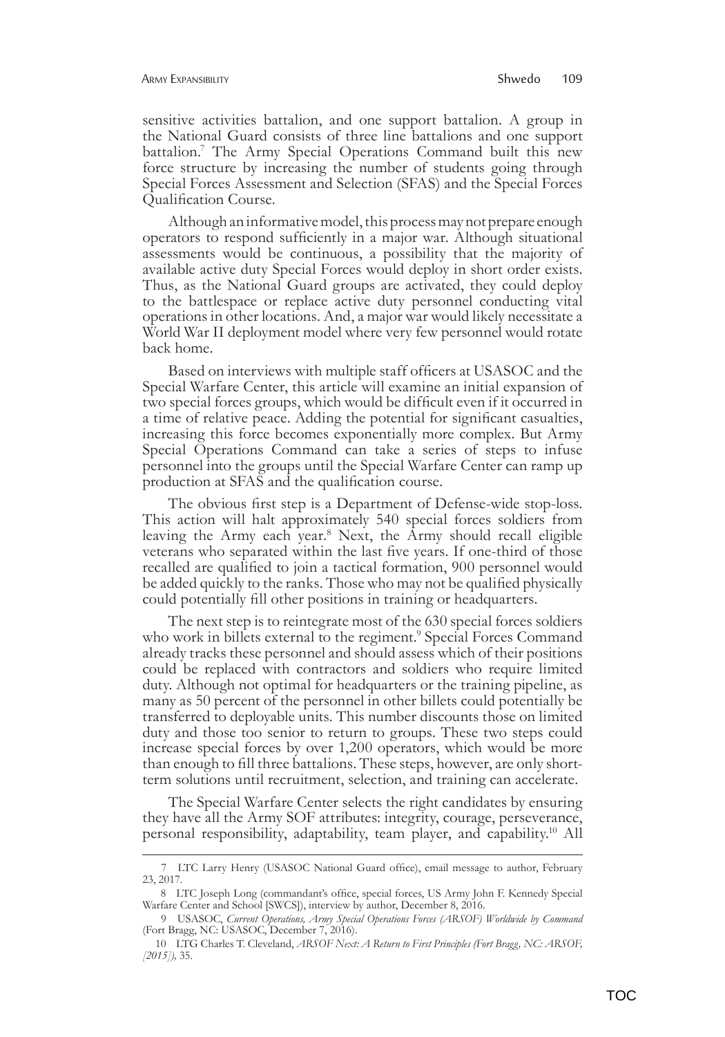sensitive activities battalion, and one support battalion. A group in the National Guard consists of three line battalions and one support battalion.[7] The Army Special Operations Command built this new force structure by increasing the number of students going through Special Forces Assessment and Selection (SFAS) and the Special Forces Qualification Course.

Although an informative model, this process may not prepare enough operators to respond sufficiently in a major war. Although situational assessments would be continuous, a possibility that the majority of available active duty Special Forces would deploy in short order exists. Thus, as the National Guard groups are activated, they could deploy to the battlespace or replace active duty personnel conducting vital operations in other locations. And, a major war would likely necessitate a World War II deployment model where very few personnel would rotate back home.

Based on interviews with multiple staff officers at USASOC and the Special Warfare Center, this article will examine an initial expansion of two special forces groups, which would be difficult even if it occurred in a time of relative peace. Adding the potential for significant casualties, increasing this force becomes exponentially more complex. But Army Special Operations Command can take a series of steps to infuse personnel into the groups until the Special Warfare Center can ramp up production at SFAS and the qualification course.

The obvious first step is a Department of Defense-wide stop-loss. This action will halt approximately 540 special forces soldiers from leaving the Army each year.[8] Next, the Army should recall eligible veterans who separated within the last five years. If one-third of those recalled are qualified to join a tactical formation, 900 personnel would be added quickly to the ranks. Those who may not be qualified physically could potentially fill other positions in training or headquarters.

The next step is to reintegrate most of the 630 special forces soldiers who work in billets external to the regiment.[9] Special Forces Command already tracks these personnel and should assess which of their positions could be replaced with contractors and soldiers who require limited duty. Although not optimal for headquarters or the training pipeline, as many as 50 percent of the personnel in other billets could potentially be transferred to deployable units. This number discounts those on limited duty and those too senior to return to groups. These two steps could increase special forces by over 1,200 operators, which would be more than enough to fill three battalions. These steps, however, are only short-term solutions until recruitment, selection, and training can accelerate.

The Special Warfare Center selects the right candidates by ensuring they have all the Army SOF attributes: integrity, courage, perseverance, personal responsibility, adaptability, team player, and capability.[10] All

---

7 LTC Larry Henry (USASOC National Guard office), email message to author, February 23, 2017.

8 LTC Joseph Long (commandant's office, special forces, US Army John F. Kennedy Special Warfare Center and School [SWCS]), interview by author, December 8, 2016.

9 USASOC, *Current Operations, Army Special Operations Forces (ARSOF) Worldwide by Command* (Fort Bragg, NC: USASOC, December 7, 2016).

10 LTG Charles T. Cleveland, *ARSOF Next: A Return to First Principles (Fort Bragg, NC: ARSOF, [2015]),* 35.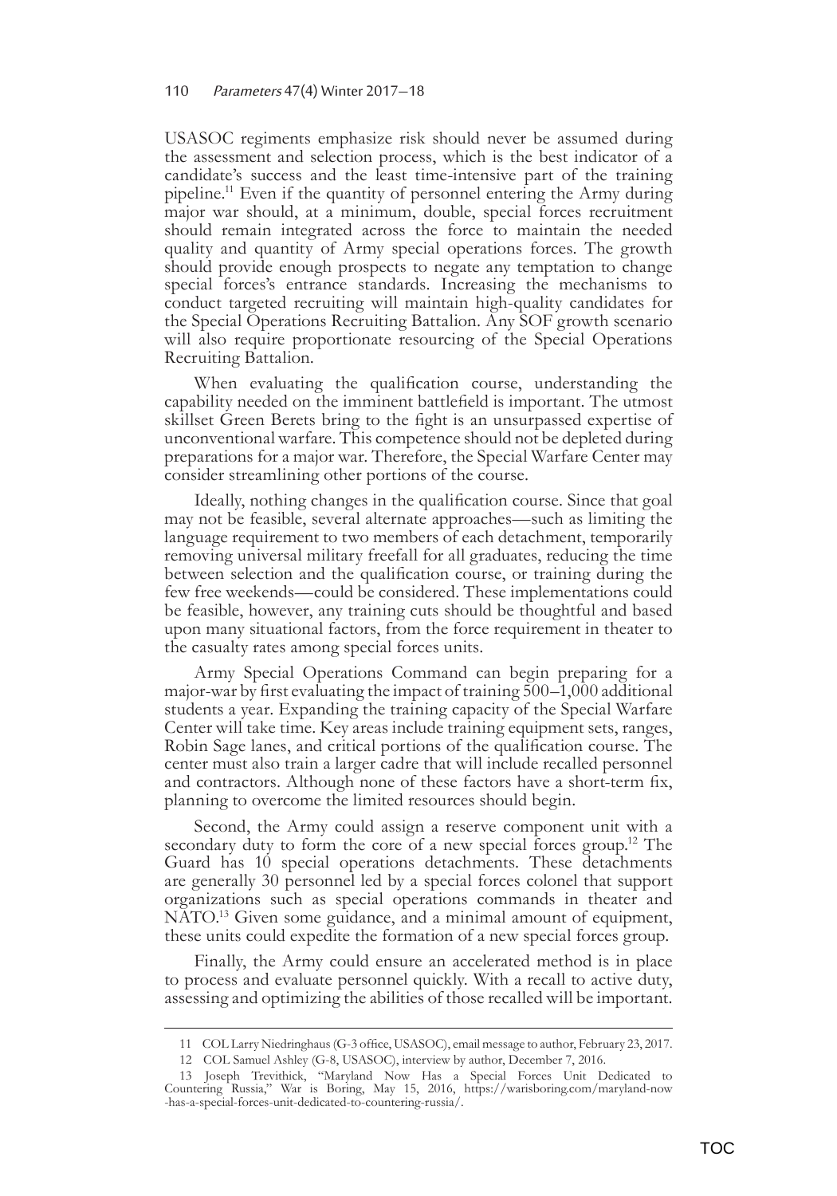USASOC regiments emphasize risk should never be assumed during the assessment and selection process, which is the best indicator of a candidate's success and the least time-intensive part of the training pipeline.[11] Even if the quantity of personnel entering the Army during major war should, at a minimum, double, special forces recruitment should remain integrated across the force to maintain the needed quality and quantity of Army special operations forces. The growth should provide enough prospects to negate any temptation to change special forces's entrance standards. Increasing the mechanisms to conduct targeted recruiting will maintain high-quality candidates for the Special Operations Recruiting Battalion. Any SOF growth scenario will also require proportionate resourcing of the Special Operations Recruiting Battalion.

When evaluating the qualification course, understanding the capability needed on the imminent battlefield is important. The utmost skillset Green Berets bring to the fight is an unsurpassed expertise of unconventional warfare. This competence should not be depleted during preparations for a major war. Therefore, the Special Warfare Center may consider streamlining other portions of the course.

Ideally, nothing changes in the qualification course. Since that goal may not be feasible, several alternate approaches—such as limiting the language requirement to two members of each detachment, temporarily removing universal military freefall for all graduates, reducing the time between selection and the qualification course, or training during the few free weekends—could be considered. These implementations could be feasible, however, any training cuts should be thoughtful and based upon many situational factors, from the force requirement in theater to the casualty rates among special forces units.

Army Special Operations Command can begin preparing for a major-war by first evaluating the impact of training 500–1,000 additional students a year. Expanding the training capacity of the Special Warfare Center will take time. Key areas include training equipment sets, ranges, Robin Sage lanes, and critical portions of the qualification course. The center must also train a larger cadre that will include recalled personnel and contractors. Although none of these factors have a short-term fix, planning to overcome the limited resources should begin.

Second, the Army could assign a reserve component unit with a secondary duty to form the core of a new special forces group.[12] The Guard has 10 special operations detachments. These detachments are generally 30 personnel led by a special forces colonel that support organizations such as special operations commands in theater and NATO.[13] Given some guidance, and a minimal amount of equipment, these units could expedite the formation of a new special forces group.

Finally, the Army could ensure an accelerated method is in place to process and evaluate personnel quickly. With a recall to active duty, assessing and optimizing the abilities of those recalled will be important.

---

11 COL Larry Niedringhaus (G-3 office, USASOC), email message to author, February 23, 2017.

12 COL Samuel Ashley (G-8, USASOC), interview by author, December 7, 2016.

13 Joseph Trevithick, "Maryland Now Has a Special Forces Unit Dedicated to Countering Russia," War is Boring, May 15, 2016, https://warisboring.com/maryland-now-has-a-special-forces-unit-dedicated-to-countering-russia/.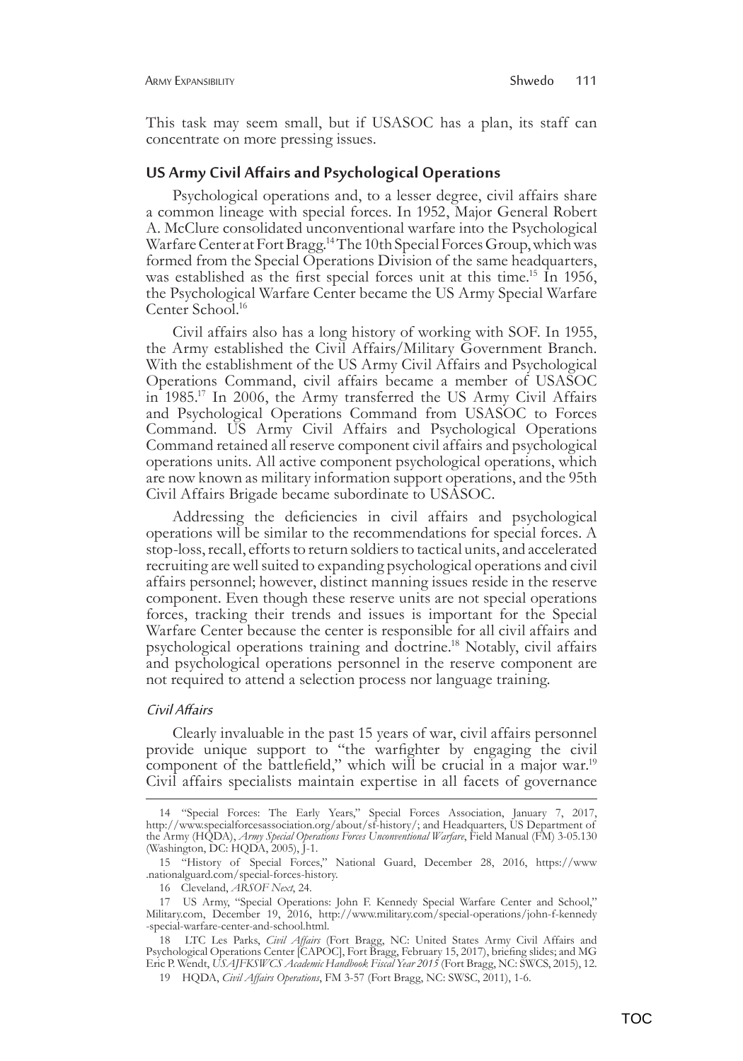This task may seem small, but if USASOC has a plan, its staff can concentrate on more pressing issues.

## US Army Civil Affairs and Psychological Operations

Psychological operations and, to a lesser degree, civil affairs share a common lineage with special forces. In 1952, Major General Robert A. McClure consolidated unconventional warfare into the Psychological Warfare Center at Fort Bragg.[14] The 10th Special Forces Group, which was formed from the Special Operations Division of the same headquarters, was established as the first special forces unit at this time.[15] In 1956, the Psychological Warfare Center became the US Army Special Warfare Center School.[16]

Civil affairs also has a long history of working with SOF. In 1955, the Army established the Civil Affairs/Military Government Branch. With the establishment of the US Army Civil Affairs and Psychological Operations Command, civil affairs became a member of USASOC in 1985.[17] In 2006, the Army transferred the US Army Civil Affairs and Psychological Operations Command from USASOC to Forces Command. US Army Civil Affairs and Psychological Operations Command retained all reserve component civil affairs and psychological operations units. All active component psychological operations, which are now known as military information support operations, and the 95th Civil Affairs Brigade became subordinate to USASOC.

Addressing the deficiencies in civil affairs and psychological operations will be similar to the recommendations for special forces. A stop-loss, recall, efforts to return soldiers to tactical units, and accelerated recruiting are well suited to expanding psychological operations and civil affairs personnel; however, distinct manning issues reside in the reserve component. Even though these reserve units are not special operations forces, tracking their trends and issues is important for the Special Warfare Center because the center is responsible for all civil affairs and psychological operations training and doctrine.[18] Notably, civil affairs and psychological operations personnel in the reserve component are not required to attend a selection process nor language training.

### *Civil Affairs*

Clearly invaluable in the past 15 years of war, civil affairs personnel provide unique support to "the warfighter by engaging the civil component of the battlefield," which will be crucial in a major war.[19] Civil affairs specialists maintain expertise in all facets of governance

---

14 "Special Forces: The Early Years," Special Forces Association, January 7, 2017, http://www.specialforcesassociation.org/about/sf-history/; and Headquarters, US Department of the Army (HQDA), *Army Special Operations Forces Unconventional Warfare*, Field Manual (FM) 3-05.130 (Washington, DC: HQDA, 2005), J-1.

15 "History of Special Forces," National Guard, December 28, 2016, https://www.nationalguard.com/special-forces-history.

16 Cleveland, *ARSOF Next*, 24.

17 US Army, "Special Operations: John F. Kennedy Special Warfare Center and School," Military.com, December 19, 2016, http://www.military.com/special-operations/john-f-kennedy-special-warfare-center-and-school.html.

18 LTC Les Parks, *Civil Affairs* (Fort Bragg, NC: United States Army Civil Affairs and Psychological Operations Center [CAPOC], Fort Bragg, February 15, 2017), briefing slides; and MG Eric P. Wendt, *USAJFKSWCS Academic Handbook Fiscal Year 2015* (Fort Bragg, NC: SWCS, 2015), 12.

19 HQDA, *Civil Affairs Operations*, FM 3-57 (Fort Bragg, NC: SWSC, 2011), 1-6.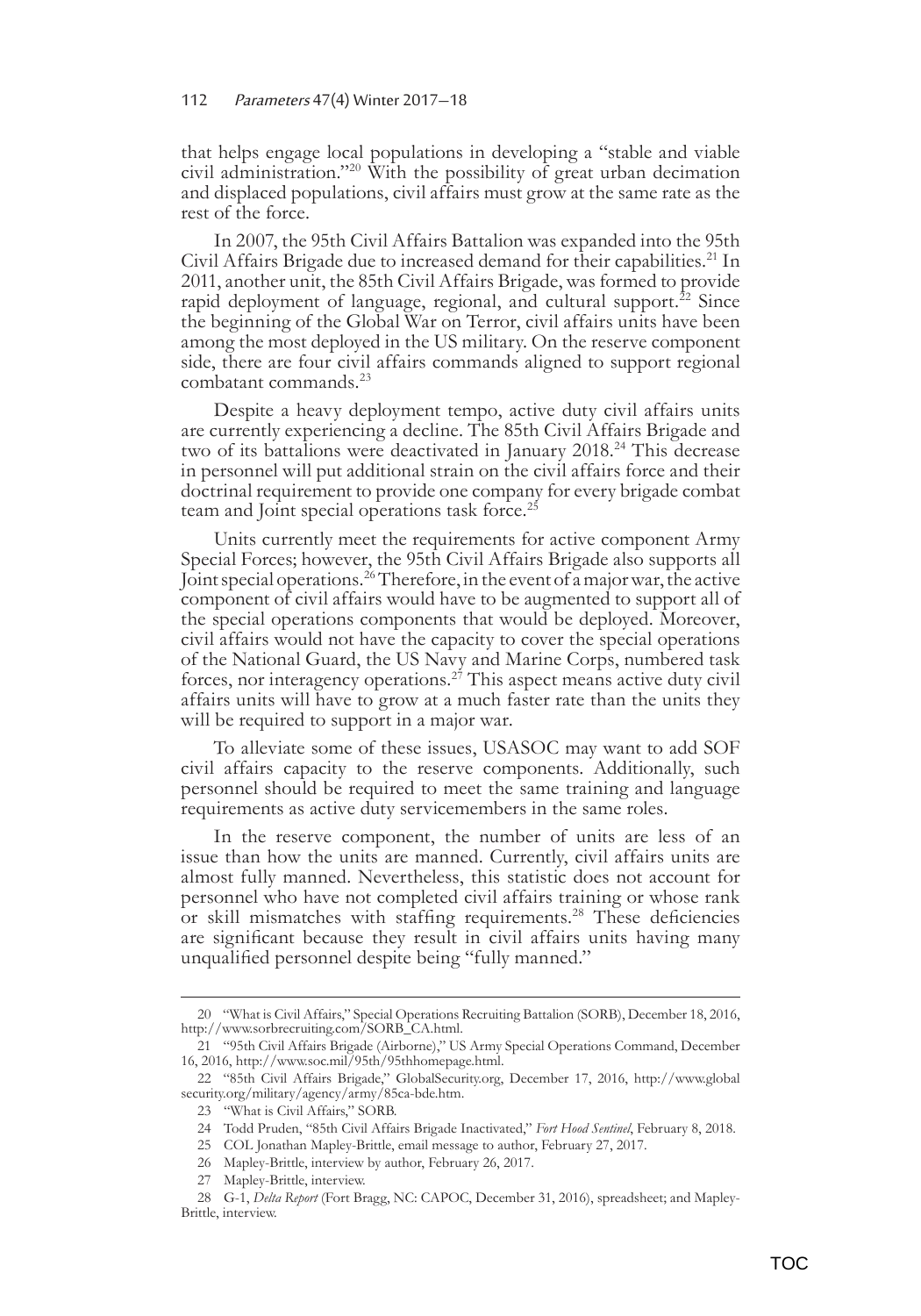that helps engage local populations in developing a "stable and viable civil administration."[20] With the possibility of great urban decimation and displaced populations, civil affairs must grow at the same rate as the rest of the force.

In 2007, the 95th Civil Affairs Battalion was expanded into the 95th Civil Affairs Brigade due to increased demand for their capabilities.[21] In 2011, another unit, the 85th Civil Affairs Brigade, was formed to provide rapid deployment of language, regional, and cultural support.[22] Since the beginning of the Global War on Terror, civil affairs units have been among the most deployed in the US military. On the reserve component side, there are four civil affairs commands aligned to support regional combatant commands.[23]

Despite a heavy deployment tempo, active duty civil affairs units are currently experiencing a decline. The 85th Civil Affairs Brigade and two of its battalions were deactivated in January 2018.[24] This decrease in personnel will put additional strain on the civil affairs force and their doctrinal requirement to provide one company for every brigade combat team and Joint special operations task force.[25]

Units currently meet the requirements for active component Army Special Forces; however, the 95th Civil Affairs Brigade also supports all Joint special operations.[26] Therefore, in the event of a major war, the active component of civil affairs would have to be augmented to support all of the special operations components that would be deployed. Moreover, civil affairs would not have the capacity to cover the special operations of the National Guard, the US Navy and Marine Corps, numbered task forces, nor interagency operations.[27] This aspect means active duty civil affairs units will have to grow at a much faster rate than the units they will be required to support in a major war.

To alleviate some of these issues, USASOC may want to add SOF civil affairs capacity to the reserve components. Additionally, such personnel should be required to meet the same training and language requirements as active duty servicemembers in the same roles.

In the reserve component, the number of units are less of an issue than how the units are manned. Currently, civil affairs units are almost fully manned. Nevertheless, this statistic does not account for personnel who have not completed civil affairs training or whose rank or skill mismatches with staffing requirements.[28] These deficiencies are significant because they result in civil affairs units having many unqualified personnel despite being "fully manned."

---

20 "What is Civil Affairs," Special Operations Recruiting Battalion (SORB), December 18, 2016, http://www.sorbrecruiting.com/SORB_CA.html.

21 "95th Civil Affairs Brigade (Airborne)," US Army Special Operations Command, December 16, 2016, http://www.soc.mil/95th/95thhomepage.html.

22 "85th Civil Affairs Brigade," GlobalSecurity.org, December 17, 2016, http://www.globalsecurity.org/military/agency/army/85ca-bde.htm.

23 "What is Civil Affairs," SORB.

24 Todd Pruden, "85th Civil Affairs Brigade Inactivated," *Fort Hood Sentinel*, February 8, 2018.

25 COL Jonathan Mapley-Brittle, email message to author, February 27, 2017.

26 Mapley-Brittle, interview by author, February 26, 2017.

27 Mapley-Brittle, interview.

28 G-1, *Delta Report* (Fort Bragg, NC: CAPOC, December 31, 2016), spreadsheet; and Mapley-Brittle, interview.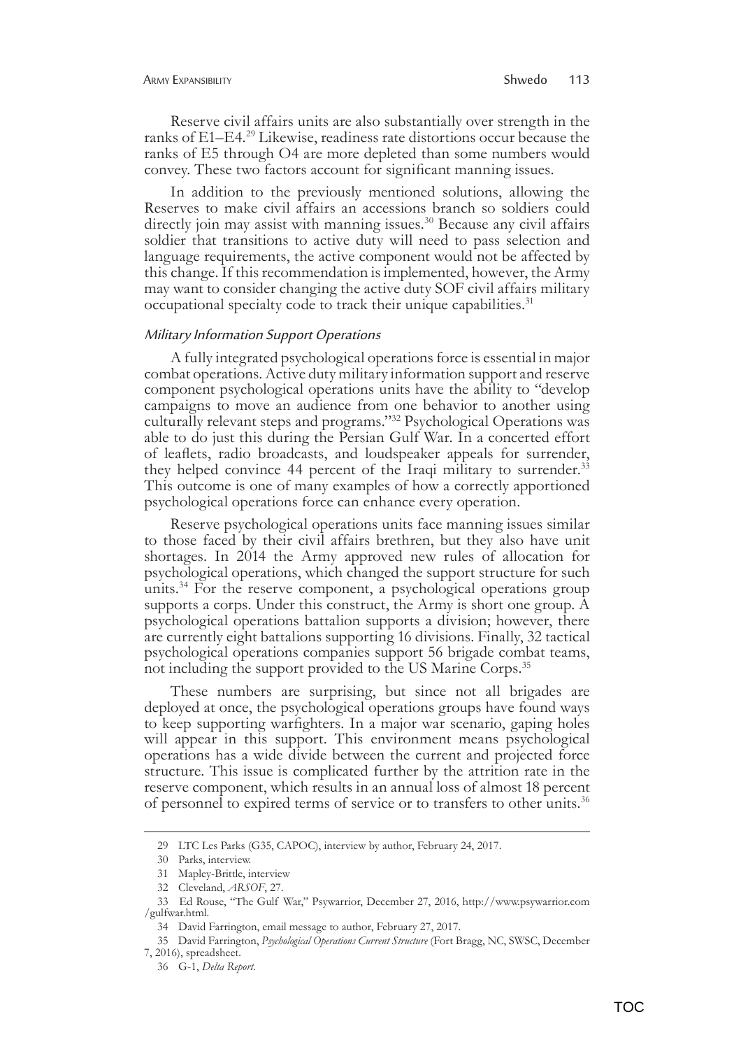Reserve civil affairs units are also substantially over strength in the ranks of E1–E4.[29] Likewise, readiness rate distortions occur because the ranks of E5 through O4 are more depleted than some numbers would convey. These two factors account for significant manning issues.

In addition to the previously mentioned solutions, allowing the Reserves to make civil affairs an accessions branch so soldiers could directly join may assist with manning issues.[30] Because any civil affairs soldier that transitions to active duty will need to pass selection and language requirements, the active component would not be affected by this change. If this recommendation is implemented, however, the Army may want to consider changing the active duty SOF civil affairs military occupational specialty code to track their unique capabilities.[31]

#### *Military Information Support Operations*

A fully integrated psychological operations force is essential in major combat operations. Active duty military information support and reserve component psychological operations units have the ability to "develop campaigns to move an audience from one behavior to another using culturally relevant steps and programs."[32] Psychological Operations was able to do just this during the Persian Gulf War. In a concerted effort of leaflets, radio broadcasts, and loudspeaker appeals for surrender, they helped convince 44 percent of the Iraqi military to surrender.[33] This outcome is one of many examples of how a correctly apportioned psychological operations force can enhance every operation.

Reserve psychological operations units face manning issues similar to those faced by their civil affairs brethren, but they also have unit shortages. In 2014 the Army approved new rules of allocation for psychological operations, which changed the support structure for such units.[34] For the reserve component, a psychological operations group supports a corps. Under this construct, the Army is short one group. A psychological operations battalion supports a division; however, there are currently eight battalions supporting 16 divisions. Finally, 32 tactical psychological operations companies support 56 brigade combat teams, not including the support provided to the US Marine Corps.[35]

These numbers are surprising, but since not all brigades are deployed at once, the psychological operations groups have found ways to keep supporting warfighters. In a major war scenario, gaping holes will appear in this support. This environment means psychological operations has a wide divide between the current and projected force structure. This issue is complicated further by the attrition rate in the reserve component, which results in an annual loss of almost 18 percent of personnel to expired terms of service or to transfers to other units.[36]

---

29 LTC Les Parks (G35, CAPOC), interview by author, February 24, 2017.

30 Parks, interview.

31 Mapley-Brittle, interview

32 Cleveland, *ARSOF*, 27.

33 Ed Rouse, "The Gulf War," Psywarrior, December 27, 2016, http://www.psywarrior.com/gulfwar.html.

34 David Farrington, email message to author, February 27, 2017.

35 David Farrington, *Psychological Operations Current Structure* (Fort Bragg, NC, SWSC, December 7, 2016), spreadsheet.

36 G-1, *Delta Report*.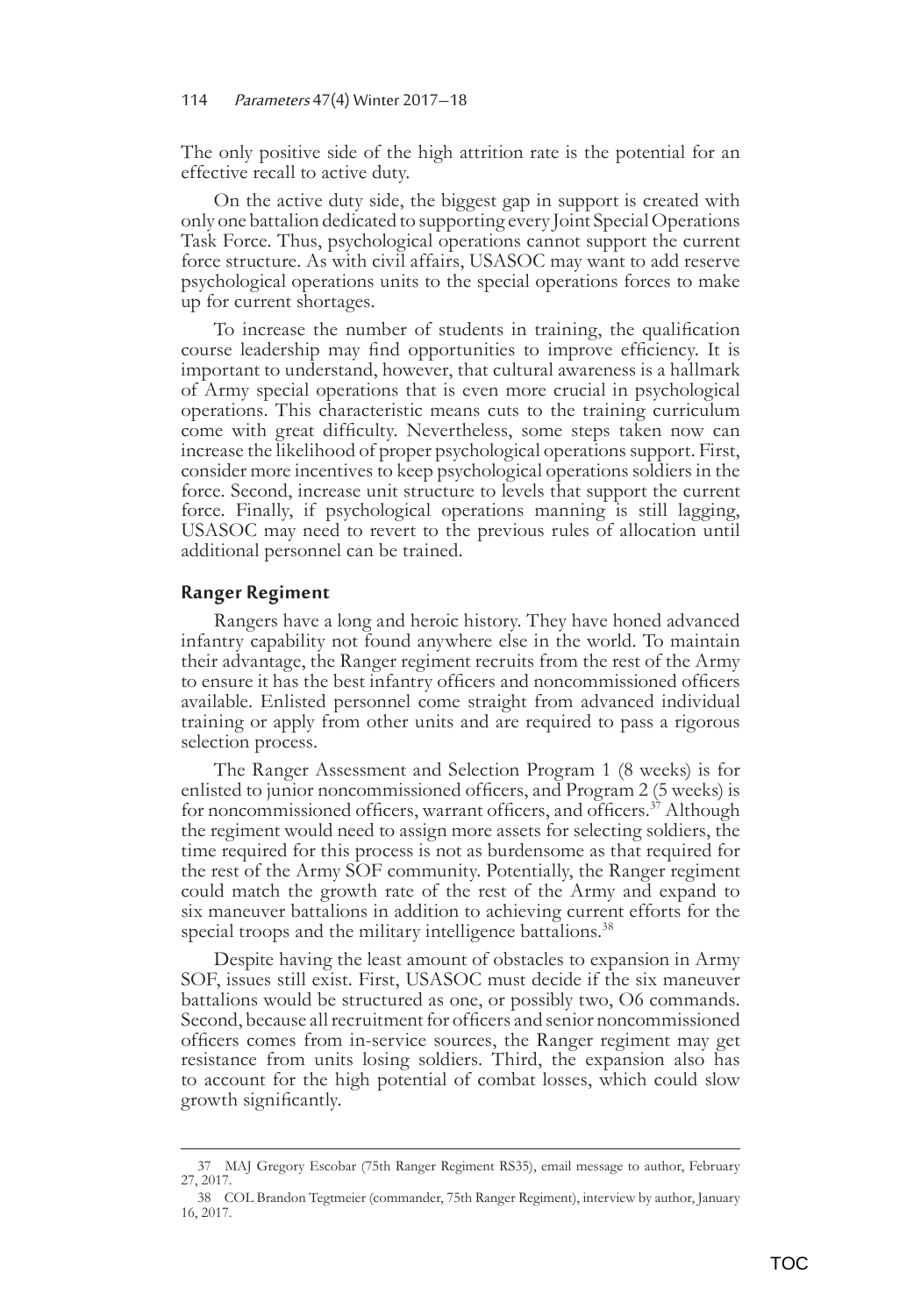The only positive side of the high attrition rate is the potential for an effective recall to active duty.

On the active duty side, the biggest gap in support is created with only one battalion dedicated to supporting every Joint Special Operations Task Force. Thus, psychological operations cannot support the current force structure. As with civil affairs, USASOC may want to add reserve psychological operations units to the special operations forces to make up for current shortages.

To increase the number of students in training, the qualification course leadership may find opportunities to improve efficiency. It is important to understand, however, that cultural awareness is a hallmark of Army special operations that is even more crucial in psychological operations. This characteristic means cuts to the training curriculum come with great difficulty. Nevertheless, some steps taken now can increase the likelihood of proper psychological operations support. First, consider more incentives to keep psychological operations soldiers in the force. Second, increase unit structure to levels that support the current force. Finally, if psychological operations manning is still lagging, USASOC may need to revert to the previous rules of allocation until additional personnel can be trained.

### Ranger Regiment

Rangers have a long and heroic history. They have honed advanced infantry capability not found anywhere else in the world. To maintain their advantage, the Ranger regiment recruits from the rest of the Army to ensure it has the best infantry officers and noncommissioned officers available. Enlisted personnel come straight from advanced individual training or apply from other units and are required to pass a rigorous selection process.

The Ranger Assessment and Selection Program 1 (8 weeks) is for enlisted to junior noncommissioned officers, and Program 2 (5 weeks) is for noncommissioned officers, warrant officers, and officers.[37] Although the regiment would need to assign more assets for selecting soldiers, the time required for this process is not as burdensome as that required for the rest of the Army SOF community. Potentially, the Ranger regiment could match the growth rate of the rest of the Army and expand to six maneuver battalions in addition to achieving current efforts for the special troops and the military intelligence battalions.[38]

Despite having the least amount of obstacles to expansion in Army SOF, issues still exist. First, USASOC must decide if the six maneuver battalions would be structured as one, or possibly two, O6 commands. Second, because all recruitment for officers and senior noncommissioned officers comes from in-service sources, the Ranger regiment may get resistance from units losing soldiers. Third, the expansion also has to account for the high potential of combat losses, which could slow growth significantly.

---

37 MAJ Gregory Escobar (75th Ranger Regiment RS35), email message to author, February 27, 2017.

38 COL Brandon Tegtmeier (commander, 75th Ranger Regiment), interview by author, January 16, 2017.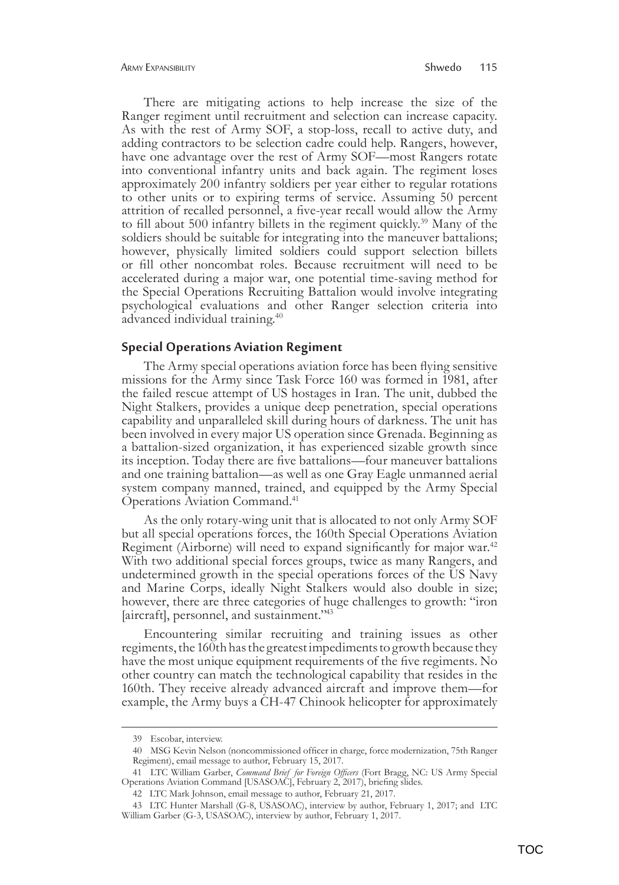There are mitigating actions to help increase the size of the Ranger regiment until recruitment and selection can increase capacity. As with the rest of Army SOF, a stop-loss, recall to active duty, and adding contractors to be selection cadre could help. Rangers, however, have one advantage over the rest of Army SOF—most Rangers rotate into conventional infantry units and back again. The regiment loses approximately 200 infantry soldiers per year either to regular rotations to other units or to expiring terms of service. Assuming 50 percent attrition of recalled personnel, a five-year recall would allow the Army to fill about 500 infantry billets in the regiment quickly.[39] Many of the soldiers should be suitable for integrating into the maneuver battalions; however, physically limited soldiers could support selection billets or fill other noncombat roles. Because recruitment will need to be accelerated during a major war, one potential time-saving method for the Special Operations Recruiting Battalion would involve integrating psychological evaluations and other Ranger selection criteria into advanced individual training.[40]

### Special Operations Aviation Regiment

The Army special operations aviation force has been flying sensitive missions for the Army since Task Force 160 was formed in 1981, after the failed rescue attempt of US hostages in Iran. The unit, dubbed the Night Stalkers, provides a unique deep penetration, special operations capability and unparalleled skill during hours of darkness. The unit has been involved in every major US operation since Grenada. Beginning as a battalion-sized organization, it has experienced sizable growth since its inception. Today there are five battalions—four maneuver battalions and one training battalion—as well as one Gray Eagle unmanned aerial system company manned, trained, and equipped by the Army Special Operations Aviation Command.[41]

As the only rotary-wing unit that is allocated to not only Army SOF but all special operations forces, the 160th Special Operations Aviation Regiment (Airborne) will need to expand significantly for major war.[42] With two additional special forces groups, twice as many Rangers, and undetermined growth in the special operations forces of the US Navy and Marine Corps, ideally Night Stalkers would also double in size; however, there are three categories of huge challenges to growth: "iron [aircraft], personnel, and sustainment."[43]

Encountering similar recruiting and training issues as other regiments, the 160th has the greatest impediments to growth because they have the most unique equipment requirements of the five regiments. No other country can match the technological capability that resides in the 160th. They receive already advanced aircraft and improve them—for example, the Army buys a CH-47 Chinook helicopter for approximately

---

39 Escobar, interview.

40 MSG Kevin Nelson (noncommissioned officer in charge, force modernization, 75th Ranger Regiment), email message to author, February 15, 2017.

41 LTC William Garber, *Command Brief for Foreign Officers* (Fort Bragg, NC: US Army Special Operations Aviation Command [USASOAC], February 2, 2017), briefing slides.

42 LTC Mark Johnson, email message to author, February 21, 2017.

43 LTC Hunter Marshall (G-8, USASOAC), interview by author, February 1, 2017; and LTC William Garber (G-3, USASOAC), interview by author, February 1, 2017.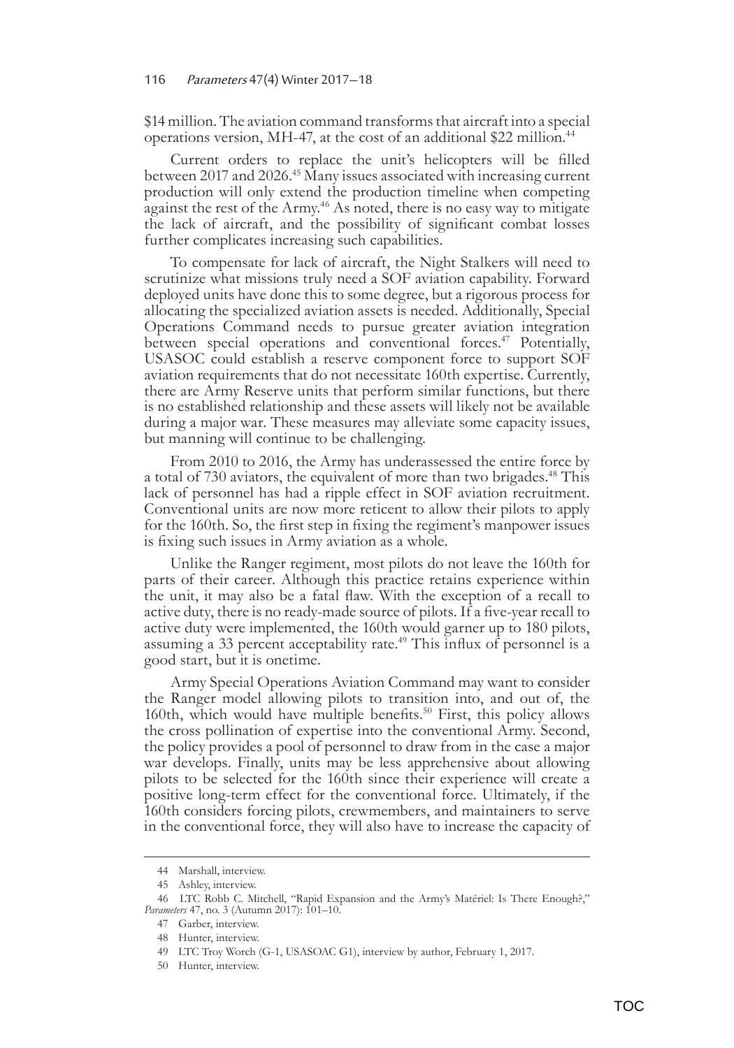$14 million. The aviation command transforms that aircraft into a special operations version, MH-47, at the cost of an additional $22 million.[44]

Current orders to replace the unit's helicopters will be filled between 2017 and 2026.[45] Many issues associated with increasing current production will only extend the production timeline when competing against the rest of the Army.[46] As noted, there is no easy way to mitigate the lack of aircraft, and the possibility of significant combat losses further complicates increasing such capabilities.

To compensate for lack of aircraft, the Night Stalkers will need to scrutinize what missions truly need a SOF aviation capability. Forward deployed units have done this to some degree, but a rigorous process for allocating the specialized aviation assets is needed. Additionally, Special Operations Command needs to pursue greater aviation integration between special operations and conventional forces.[47] Potentially, USASOC could establish a reserve component force to support SOF aviation requirements that do not necessitate 160th expertise. Currently, there are Army Reserve units that perform similar functions, but there is no established relationship and these assets will likely not be available during a major war. These measures may alleviate some capacity issues, but manning will continue to be challenging.

From 2010 to 2016, the Army has underassessed the entire force by a total of 730 aviators, the equivalent of more than two brigades.[48] This lack of personnel has had a ripple effect in SOF aviation recruitment. Conventional units are now more reticent to allow their pilots to apply for the 160th. So, the first step in fixing the regiment's manpower issues is fixing such issues in Army aviation as a whole.

Unlike the Ranger regiment, most pilots do not leave the 160th for parts of their career. Although this practice retains experience within the unit, it may also be a fatal flaw. With the exception of a recall to active duty, there is no ready-made source of pilots. If a five-year recall to active duty were implemented, the 160th would garner up to 180 pilots, assuming a 33 percent acceptability rate.[49] This influx of personnel is a good start, but it is onetime.

Army Special Operations Aviation Command may want to consider the Ranger model allowing pilots to transition into, and out of, the 160th, which would have multiple benefits.[50] First, this policy allows the cross pollination of expertise into the conventional Army. Second, the policy provides a pool of personnel to draw from in the case a major war develops. Finally, units may be less apprehensive about allowing pilots to be selected for the 160th since their experience will create a positive long-term effect for the conventional force. Ultimately, if the 160th considers forcing pilots, crewmembers, and maintainers to serve in the conventional force, they will also have to increase the capacity of

---

44 Marshall, interview.

45 Ashley, interview.

46 LTC Robb C. Mitchell, "Rapid Expansion and the Army's Matériel: Is There Enough?," *Parameters* 47, no. 3 (Autumn 2017): 101–10.

47 Garber, interview.

48 Hunter, interview.

49 LTC Troy Worch (G-1, USASOAC G1), interview by author, February 1, 2017.

50 Hunter, interview.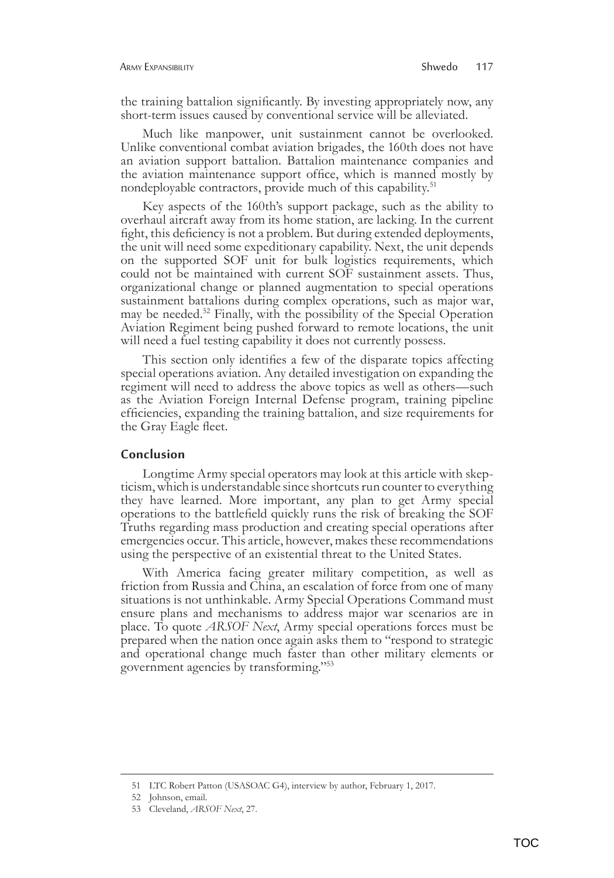the training battalion significantly. By investing appropriately now, any short-term issues caused by conventional service will be alleviated.

Much like manpower, unit sustainment cannot be overlooked. Unlike conventional combat aviation brigades, the 160th does not have an aviation support battalion. Battalion maintenance companies and the aviation maintenance support office, which is manned mostly by nondeployable contractors, provide much of this capability.[51]

Key aspects of the 160th's support package, such as the ability to overhaul aircraft away from its home station, are lacking. In the current fight, this deficiency is not a problem. But during extended deployments, the unit will need some expeditionary capability. Next, the unit depends on the supported SOF unit for bulk logistics requirements, which could not be maintained with current SOF sustainment assets. Thus, organizational change or planned augmentation to special operations sustainment battalions during complex operations, such as major war, may be needed.[52] Finally, with the possibility of the Special Operation Aviation Regiment being pushed forward to remote locations, the unit will need a fuel testing capability it does not currently possess.

This section only identifies a few of the disparate topics affecting special operations aviation. Any detailed investigation on expanding the regiment will need to address the above topics as well as others—such as the Aviation Foreign Internal Defense program, training pipeline efficiencies, expanding the training battalion, and size requirements for the Gray Eagle fleet.

## Conclusion

Longtime Army special operators may look at this article with skepticism, which is understandable since shortcuts run counter to everything they have learned. More important, any plan to get Army special operations to the battlefield quickly runs the risk of breaking the SOF Truths regarding mass production and creating special operations after emergencies occur. This article, however, makes these recommendations using the perspective of an existential threat to the United States.

With America facing greater military competition, as well as friction from Russia and China, an escalation of force from one of many situations is not unthinkable. Army Special Operations Command must ensure plans and mechanisms to address major war scenarios are in place. To quote *ARSOF Next*, Army special operations forces must be prepared when the nation once again asks them to "respond to strategic and operational change much faster than other military elements or government agencies by transforming."[53]

---

51 LTC Robert Patton (USASOAC G4), interview by author, February 1, 2017.

52 Johnson, email.

53 Cleveland, *ARSOF Next*, 27.